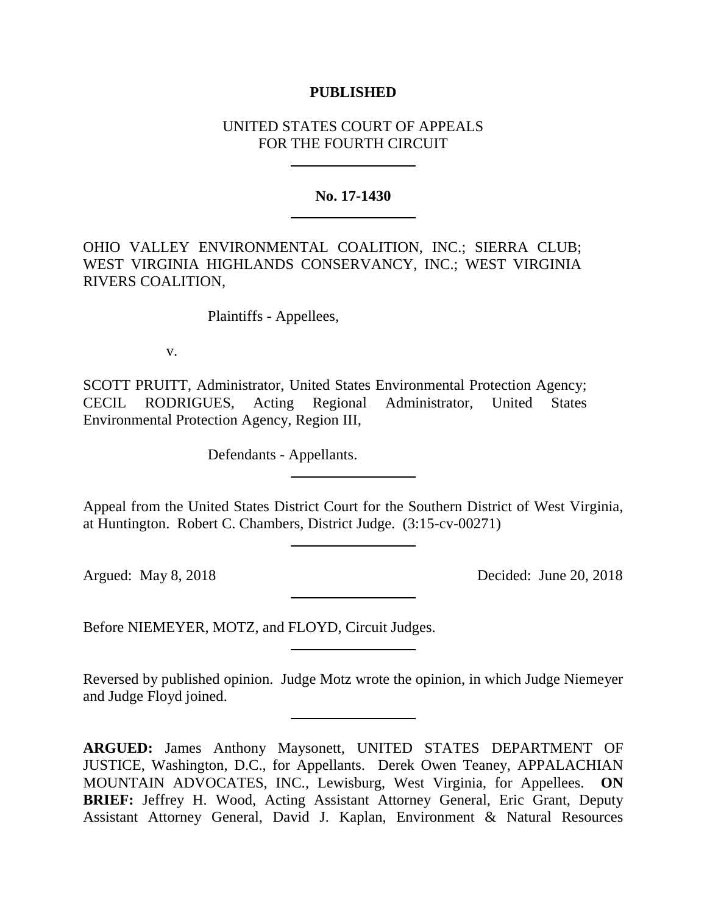**PUBLISHED**

UNITED STATES COURT OF APPEALS
FOR THE FOURTH CIRCUIT

---

**No. 17-1430**

---

OHIO VALLEY ENVIRONMENTAL COALITION, INC.; SIERRA CLUB; WEST VIRGINIA HIGHLANDS CONSERVANCY, INC.; WEST VIRGINIA RIVERS COALITION,

Plaintiffs - Appellees,

v.

SCOTT PRUITT, Administrator, United States Environmental Protection Agency; CECIL RODRIGUES, Acting Regional Administrator, United States Environmental Protection Agency, Region III,

Defendants - Appellants.

---

Appeal from the United States District Court for the Southern District of West Virginia, at Huntington. Robert C. Chambers, District Judge. (3:15-cv-00271)

---

Argued: May 8, 2018 Decided: June 20, 2018

---

Before NIEMEYER, MOTZ, and FLOYD, Circuit Judges.

---

Reversed by published opinion. Judge Motz wrote the opinion, in which Judge Niemeyer and Judge Floyd joined.

---

**ARGUED:** James Anthony Maysonett, UNITED STATES DEPARTMENT OF JUSTICE, Washington, D.C., for Appellants. Derek Owen Teaney, APPALACHIAN MOUNTAIN ADVOCATES, INC., Lewisburg, West Virginia, for Appellees. **ON BRIEF:** Jeffrey H. Wood, Acting Assistant Attorney General, Eric Grant, Deputy Assistant Attorney General, David J. Kaplan, Environment & Natural Resources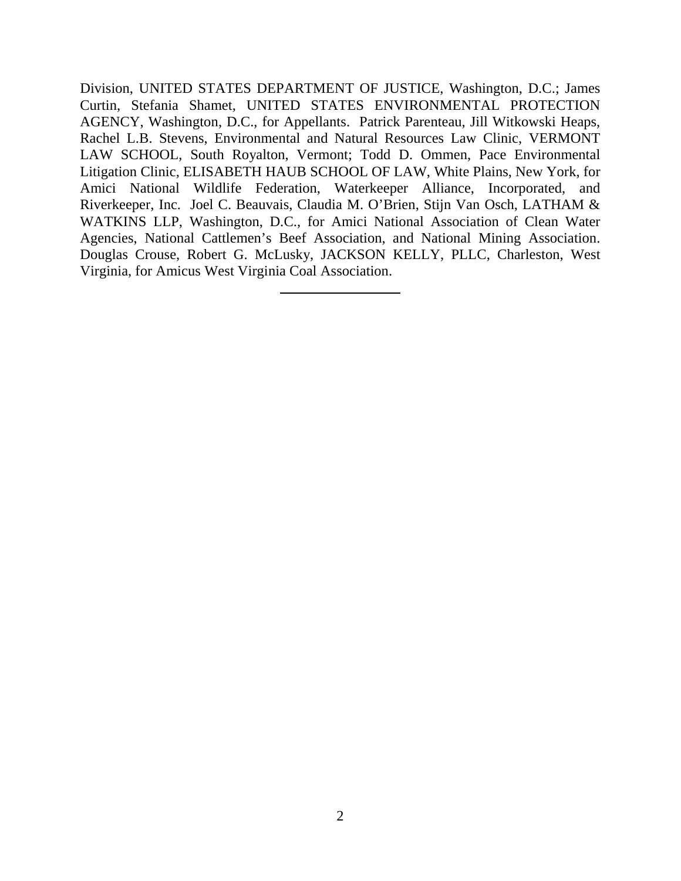Division, UNITED STATES DEPARTMENT OF JUSTICE, Washington, D.C.; James Curtin, Stefania Shamet, UNITED STATES ENVIRONMENTAL PROTECTION AGENCY, Washington, D.C., for Appellants. Patrick Parenteau, Jill Witkowski Heaps, Rachel L.B. Stevens, Environmental and Natural Resources Law Clinic, VERMONT LAW SCHOOL, South Royalton, Vermont; Todd D. Ommen, Pace Environmental Litigation Clinic, ELISABETH HAUB SCHOOL OF LAW, White Plains, New York, for Amici National Wildlife Federation, Waterkeeper Alliance, Incorporated, and Riverkeeper, Inc. Joel C. Beauvais, Claudia M. O'Brien, Stijn Van Osch, LATHAM & WATKINS LLP, Washington, D.C., for Amici National Association of Clean Water Agencies, National Cattlemen's Beef Association, and National Mining Association. Douglas Crouse, Robert G. McLusky, JACKSON KELLY, PLLC, Charleston, West Virginia, for Amicus West Virginia Coal Association.

---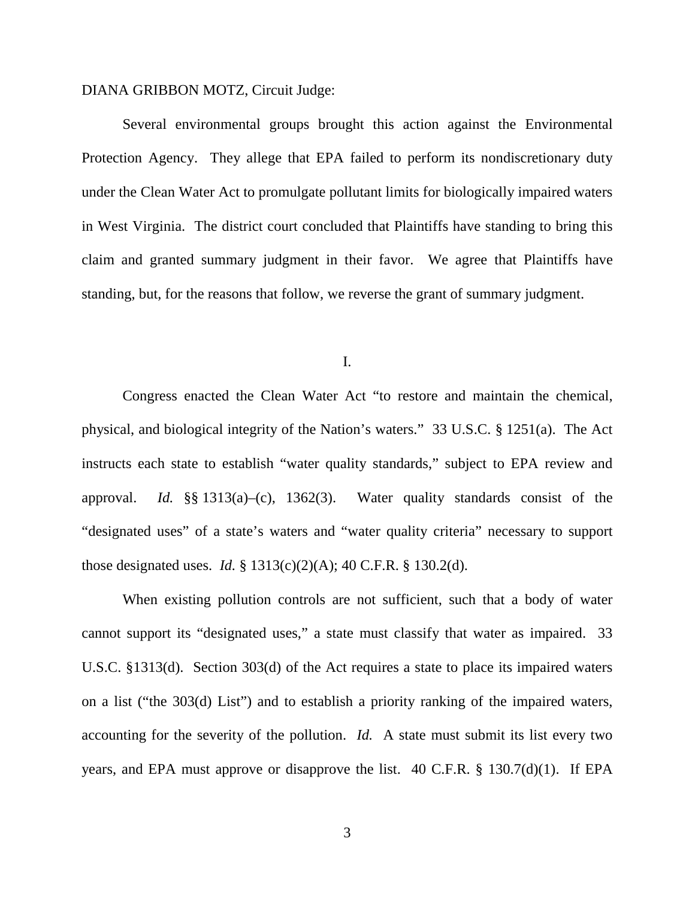DIANA GRIBBON MOTZ, Circuit Judge:

Several environmental groups brought this action against the Environmental Protection Agency. They allege that EPA failed to perform its nondiscretionary duty under the Clean Water Act to promulgate pollutant limits for biologically impaired waters in West Virginia. The district court concluded that Plaintiffs have standing to bring this claim and granted summary judgment in their favor. We agree that Plaintiffs have standing, but, for the reasons that follow, we reverse the grant of summary judgment.

I.

Congress enacted the Clean Water Act "to restore and maintain the chemical, physical, and biological integrity of the Nation's waters." 33 U.S.C. § 1251(a). The Act instructs each state to establish "water quality standards," subject to EPA review and approval. *Id.* §§ 1313(a)–(c), 1362(3). Water quality standards consist of the "designated uses" of a state's waters and "water quality criteria" necessary to support those designated uses. *Id.* § 1313(c)(2)(A); 40 C.F.R. § 130.2(d).

When existing pollution controls are not sufficient, such that a body of water cannot support its "designated uses," a state must classify that water as impaired. 33 U.S.C. §1313(d). Section 303(d) of the Act requires a state to place its impaired waters on a list ("the 303(d) List") and to establish a priority ranking of the impaired waters, accounting for the severity of the pollution. *Id.* A state must submit its list every two years, and EPA must approve or disapprove the list. 40 C.F.R. § 130.7(d)(1). If EPA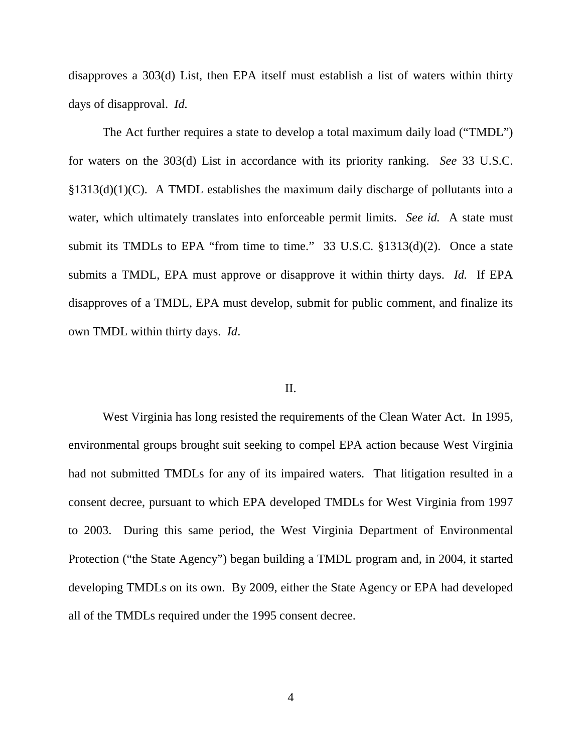disapproves a 303(d) List, then EPA itself must establish a list of waters within thirty days of disapproval. *Id.*

The Act further requires a state to develop a total maximum daily load ("TMDL") for waters on the 303(d) List in accordance with its priority ranking. *See* 33 U.S.C. §1313(d)(1)(C). A TMDL establishes the maximum daily discharge of pollutants into a water, which ultimately translates into enforceable permit limits. *See id.* A state must submit its TMDLs to EPA "from time to time." 33 U.S.C. §1313(d)(2). Once a state submits a TMDL, EPA must approve or disapprove it within thirty days. *Id.* If EPA disapproves of a TMDL, EPA must develop, submit for public comment, and finalize its own TMDL within thirty days. *Id*.

## II.

West Virginia has long resisted the requirements of the Clean Water Act. In 1995, environmental groups brought suit seeking to compel EPA action because West Virginia had not submitted TMDLs for any of its impaired waters. That litigation resulted in a consent decree, pursuant to which EPA developed TMDLs for West Virginia from 1997 to 2003. During this same period, the West Virginia Department of Environmental Protection ("the State Agency") began building a TMDL program and, in 2004, it started developing TMDLs on its own. By 2009, either the State Agency or EPA had developed all of the TMDLs required under the 1995 consent decree.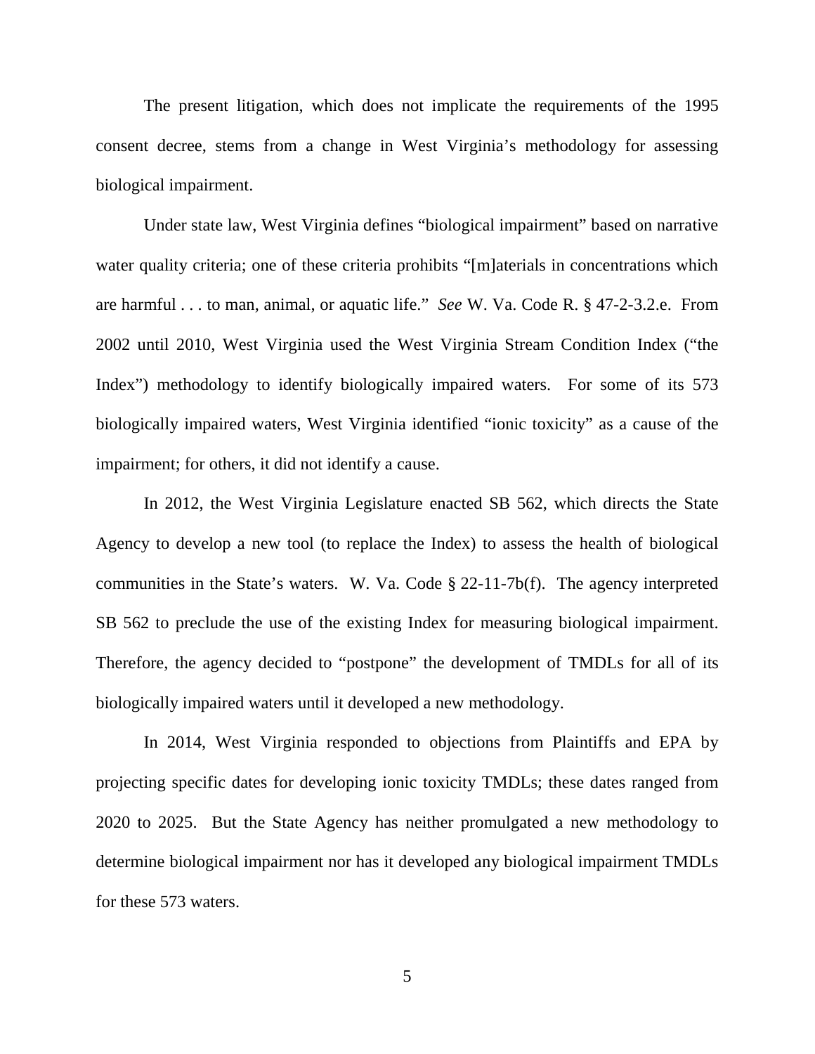The present litigation, which does not implicate the requirements of the 1995 consent decree, stems from a change in West Virginia's methodology for assessing biological impairment.

Under state law, West Virginia defines "biological impairment" based on narrative water quality criteria; one of these criteria prohibits "[m]aterials in concentrations which are harmful . . . to man, animal, or aquatic life." *See* W. Va. Code R. § 47-2-3.2.e. From 2002 until 2010, West Virginia used the West Virginia Stream Condition Index ("the Index") methodology to identify biologically impaired waters. For some of its 573 biologically impaired waters, West Virginia identified "ionic toxicity" as a cause of the impairment; for others, it did not identify a cause.

In 2012, the West Virginia Legislature enacted SB 562, which directs the State Agency to develop a new tool (to replace the Index) to assess the health of biological communities in the State's waters. W. Va. Code § 22-11-7b(f). The agency interpreted SB 562 to preclude the use of the existing Index for measuring biological impairment. Therefore, the agency decided to "postpone" the development of TMDLs for all of its biologically impaired waters until it developed a new methodology.

In 2014, West Virginia responded to objections from Plaintiffs and EPA by projecting specific dates for developing ionic toxicity TMDLs; these dates ranged from 2020 to 2025. But the State Agency has neither promulgated a new methodology to determine biological impairment nor has it developed any biological impairment TMDLs for these 573 waters.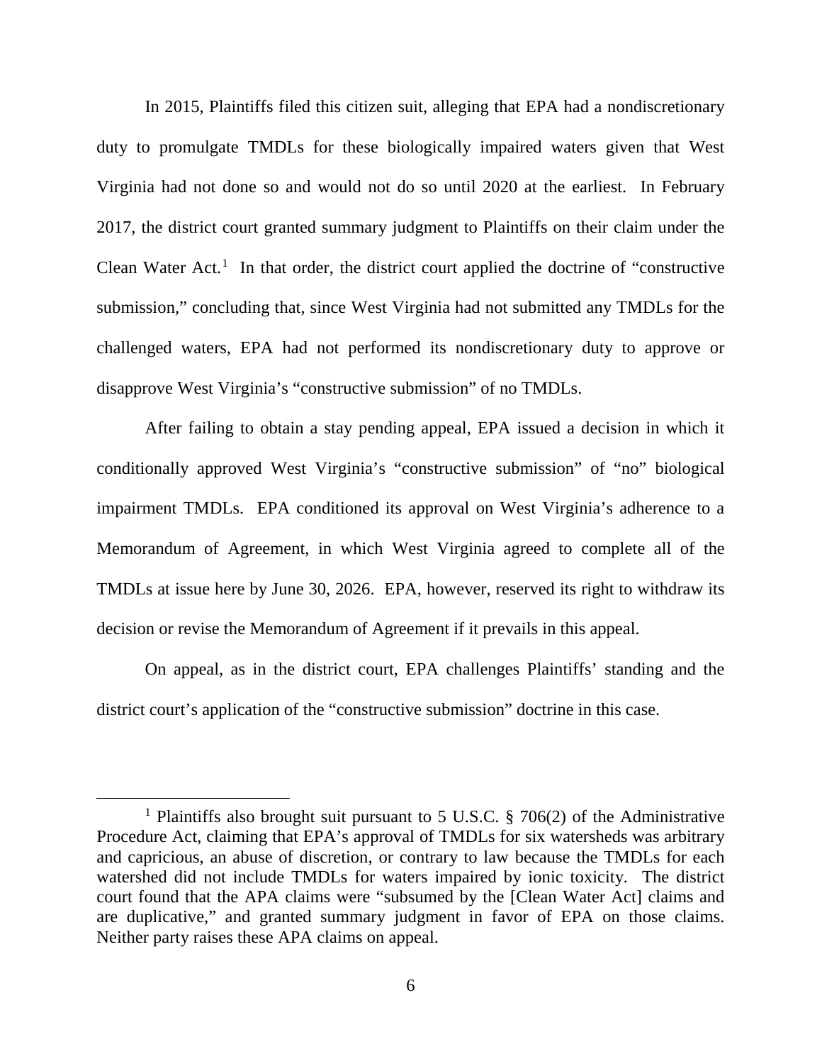In 2015, Plaintiffs filed this citizen suit, alleging that EPA had a nondiscretionary duty to promulgate TMDLs for these biologically impaired waters given that West Virginia had not done so and would not do so until 2020 at the earliest. In February 2017, the district court granted summary judgment to Plaintiffs on their claim under the Clean Water Act.[1] In that order, the district court applied the doctrine of "constructive submission," concluding that, since West Virginia had not submitted any TMDLs for the challenged waters, EPA had not performed its nondiscretionary duty to approve or disapprove West Virginia's "constructive submission" of no TMDLs.

After failing to obtain a stay pending appeal, EPA issued a decision in which it conditionally approved West Virginia's "constructive submission" of "no" biological impairment TMDLs. EPA conditioned its approval on West Virginia's adherence to a Memorandum of Agreement, in which West Virginia agreed to complete all of the TMDLs at issue here by June 30, 2026. EPA, however, reserved its right to withdraw its decision or revise the Memorandum of Agreement if it prevails in this appeal.

On appeal, as in the district court, EPA challenges Plaintiffs' standing and the district court's application of the "constructive submission" doctrine in this case.

---

[1] Plaintiffs also brought suit pursuant to 5 U.S.C. § 706(2) of the Administrative Procedure Act, claiming that EPA's approval of TMDLs for six watersheds was arbitrary and capricious, an abuse of discretion, or contrary to law because the TMDLs for each watershed did not include TMDLs for waters impaired by ionic toxicity. The district court found that the APA claims were "subsumed by the [Clean Water Act] claims and are duplicative," and granted summary judgment in favor of EPA on those claims. Neither party raises these APA claims on appeal.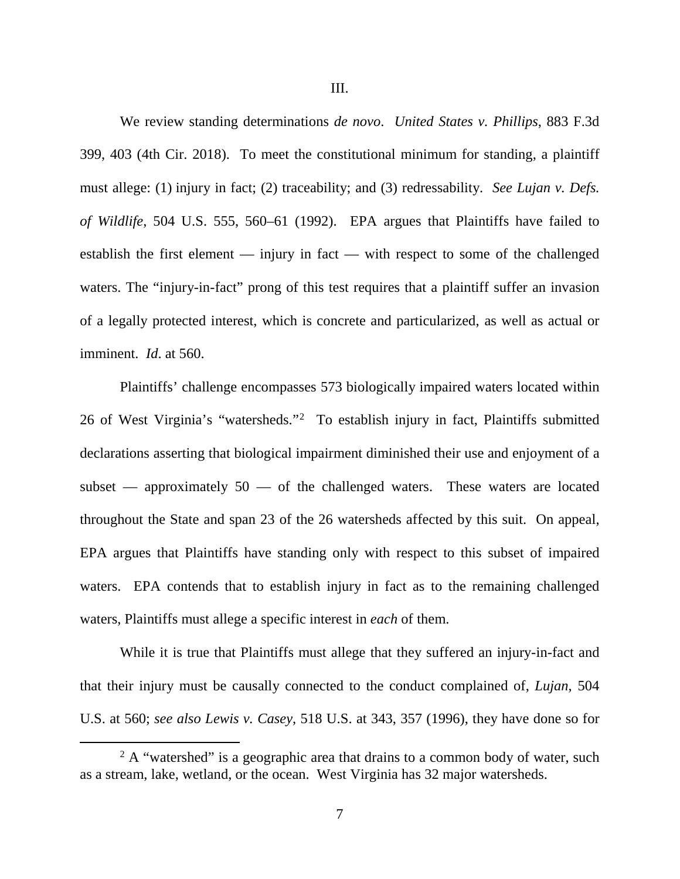III.

We review standing determinations *de novo*. *United States v. Phillips*, 883 F.3d 399, 403 (4th Cir. 2018). To meet the constitutional minimum for standing, a plaintiff must allege: (1) injury in fact; (2) traceability; and (3) redressability. *See Lujan v. Defs. of Wildlife*, 504 U.S. 555, 560–61 (1992). EPA argues that Plaintiffs have failed to establish the first element — injury in fact — with respect to some of the challenged waters. The "injury-in-fact" prong of this test requires that a plaintiff suffer an invasion of a legally protected interest, which is concrete and particularized, as well as actual or imminent. *Id*. at 560.

Plaintiffs' challenge encompasses 573 biologically impaired waters located within 26 of West Virginia's "watersheds."[2] To establish injury in fact, Plaintiffs submitted declarations asserting that biological impairment diminished their use and enjoyment of a subset — approximately 50 — of the challenged waters. These waters are located throughout the State and span 23 of the 26 watersheds affected by this suit. On appeal, EPA argues that Plaintiffs have standing only with respect to this subset of impaired waters. EPA contends that to establish injury in fact as to the remaining challenged waters, Plaintiffs must allege a specific interest in *each* of them.

While it is true that Plaintiffs must allege that they suffered an injury-in-fact and that their injury must be causally connected to the conduct complained of, *Lujan*, 504 U.S. at 560; *see also Lewis v. Casey*, 518 U.S. at 343, 357 (1996), they have done so for

[2] A "watershed" is a geographic area that drains to a common body of water, such as a stream, lake, wetland, or the ocean. West Virginia has 32 major watersheds.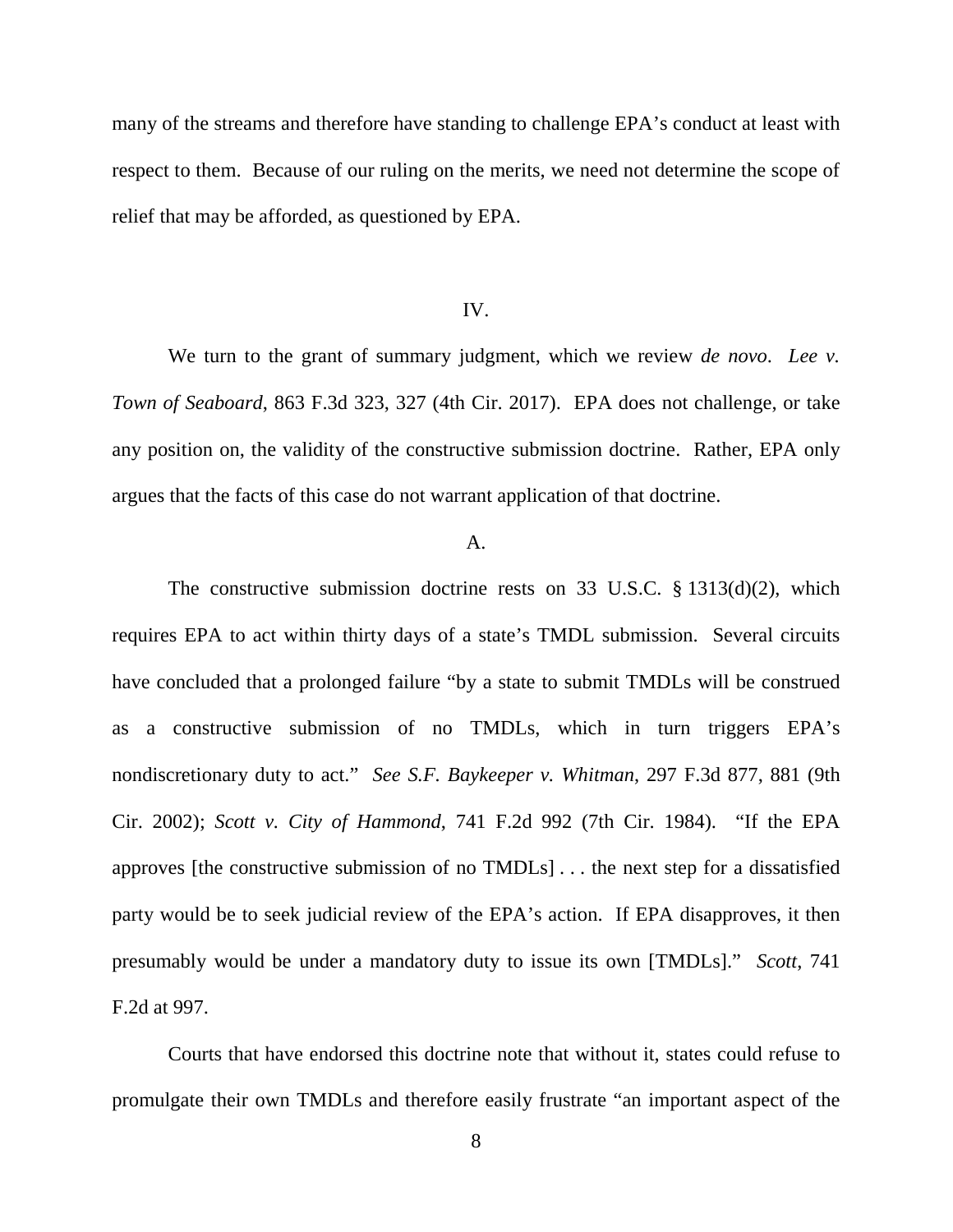many of the streams and therefore have standing to challenge EPA's conduct at least with respect to them. Because of our ruling on the merits, we need not determine the scope of relief that may be afforded, as questioned by EPA.

## IV.

We turn to the grant of summary judgment, which we review *de novo*. *Lee v. Town of Seaboard*, 863 F.3d 323, 327 (4th Cir. 2017). EPA does not challenge, or take any position on, the validity of the constructive submission doctrine. Rather, EPA only argues that the facts of this case do not warrant application of that doctrine.

### A.

The constructive submission doctrine rests on 33 U.S.C. § 1313(d)(2), which requires EPA to act within thirty days of a state's TMDL submission. Several circuits have concluded that a prolonged failure "by a state to submit TMDLs will be construed as a constructive submission of no TMDLs, which in turn triggers EPA's nondiscretionary duty to act." *See S.F. Baykeeper v. Whitman*, 297 F.3d 877, 881 (9th Cir. 2002); *Scott v. City of Hammond*, 741 F.2d 992 (7th Cir. 1984). "If the EPA approves [the constructive submission of no TMDLs] . . . the next step for a dissatisfied party would be to seek judicial review of the EPA's action. If EPA disapproves, it then presumably would be under a mandatory duty to issue its own [TMDLs]." *Scott*, 741 F.2d at 997.

Courts that have endorsed this doctrine note that without it, states could refuse to promulgate their own TMDLs and therefore easily frustrate "an important aspect of the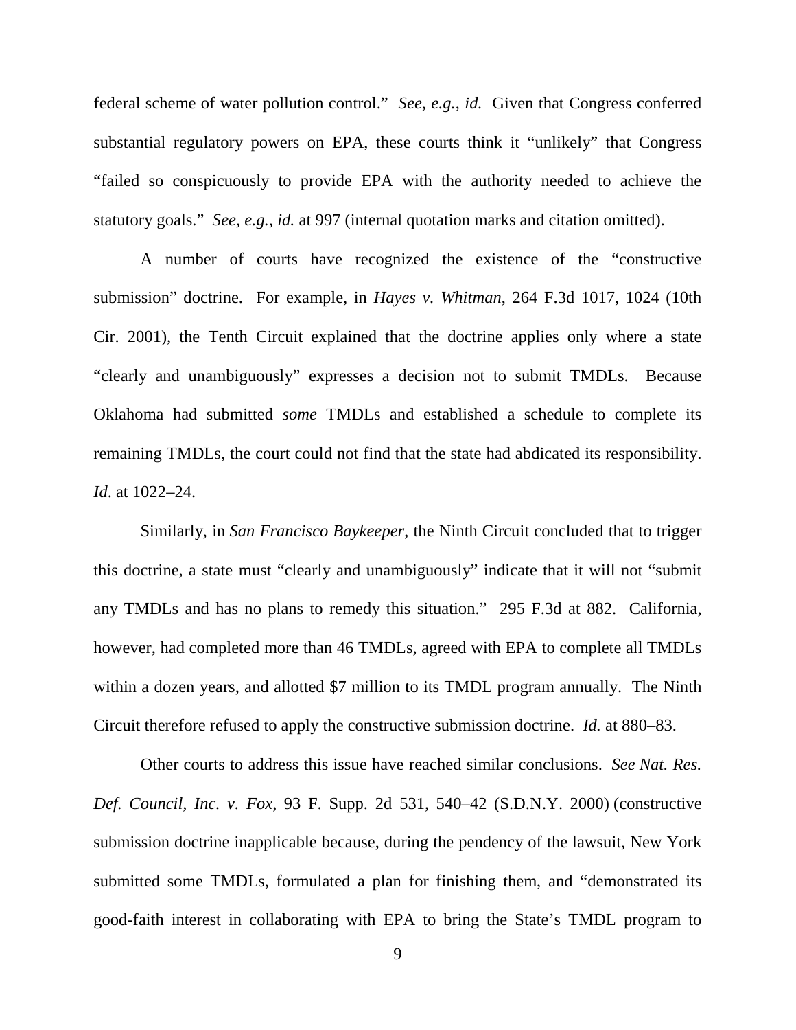federal scheme of water pollution control." *See, e.g.*, *id.* Given that Congress conferred substantial regulatory powers on EPA, these courts think it "unlikely" that Congress "failed so conspicuously to provide EPA with the authority needed to achieve the statutory goals." *See, e.g.*, *id.* at 997 (internal quotation marks and citation omitted).

A number of courts have recognized the existence of the "constructive submission" doctrine. For example, in *Hayes v. Whitman*, 264 F.3d 1017, 1024 (10th Cir. 2001), the Tenth Circuit explained that the doctrine applies only where a state "clearly and unambiguously" expresses a decision not to submit TMDLs. Because Oklahoma had submitted *some* TMDLs and established a schedule to complete its remaining TMDLs, the court could not find that the state had abdicated its responsibility. *Id*. at 1022–24.

Similarly, in *San Francisco Baykeeper*, the Ninth Circuit concluded that to trigger this doctrine, a state must "clearly and unambiguously" indicate that it will not "submit any TMDLs and has no plans to remedy this situation." 295 F.3d at 882. California, however, had completed more than 46 TMDLs, agreed with EPA to complete all TMDLs within a dozen years, and allotted $7 million to its TMDL program annually. The Ninth Circuit therefore refused to apply the constructive submission doctrine. *Id.* at 880–83.

Other courts to address this issue have reached similar conclusions. *See Nat. Res. Def. Council, Inc. v. Fox*, 93 F. Supp. 2d 531, 540–42 (S.D.N.Y. 2000) (constructive submission doctrine inapplicable because, during the pendency of the lawsuit, New York submitted some TMDLs, formulated a plan for finishing them, and "demonstrated its good-faith interest in collaborating with EPA to bring the State's TMDL program to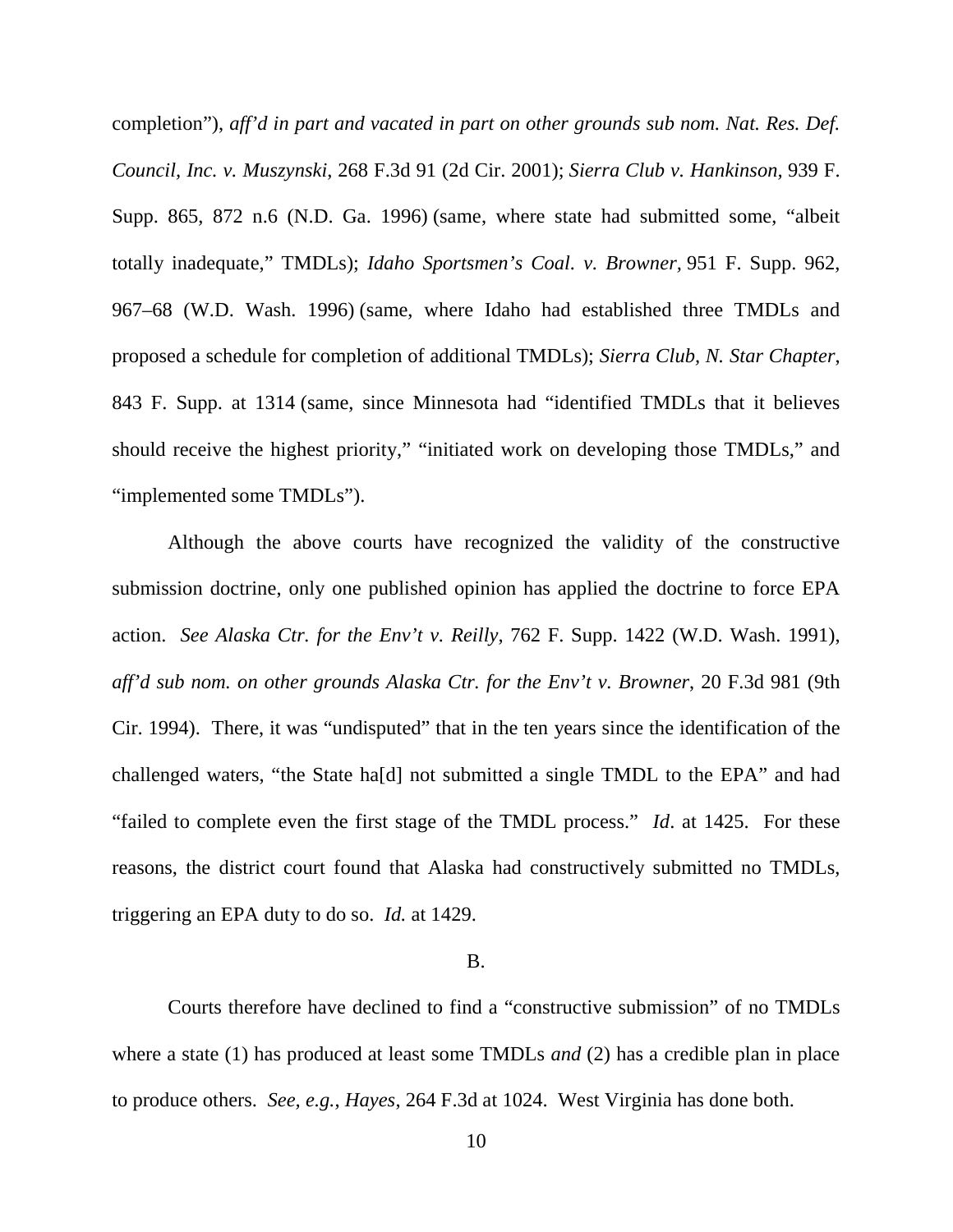completion"), *aff'd in part and vacated in part on other grounds sub nom. Nat. Res. Def. Council, Inc. v. Muszynski*, 268 F.3d 91 (2d Cir. 2001); *Sierra Club v. Hankinson,* 939 F. Supp. 865, 872 n.6 (N.D. Ga. 1996) (same, where state had submitted some, "albeit totally inadequate," TMDLs); *Idaho Sportsmen's Coal. v. Browner,* 951 F. Supp. 962, 967–68 (W.D. Wash. 1996) (same, where Idaho had established three TMDLs and proposed a schedule for completion of additional TMDLs); *Sierra Club, N. Star Chapter*, 843 F. Supp. at 1314 (same, since Minnesota had "identified TMDLs that it believes should receive the highest priority," "initiated work on developing those TMDLs," and "implemented some TMDLs").

Although the above courts have recognized the validity of the constructive submission doctrine, only one published opinion has applied the doctrine to force EPA action. *See Alaska Ctr. for the Env't v. Reilly*, 762 F. Supp. 1422 (W.D. Wash. 1991), *aff'd sub nom. on other grounds Alaska Ctr. for the Env't v. Browner*, 20 F.3d 981 (9th Cir. 1994). There, it was "undisputed" that in the ten years since the identification of the challenged waters, "the State ha[d] not submitted a single TMDL to the EPA" and had "failed to complete even the first stage of the TMDL process." *Id*. at 1425. For these reasons, the district court found that Alaska had constructively submitted no TMDLs, triggering an EPA duty to do so. *Id.* at 1429.

B.

Courts therefore have declined to find a "constructive submission" of no TMDLs where a state (1) has produced at least some TMDLs *and* (2) has a credible plan in place to produce others. *See, e.g.*, *Hayes*, 264 F.3d at 1024. West Virginia has done both.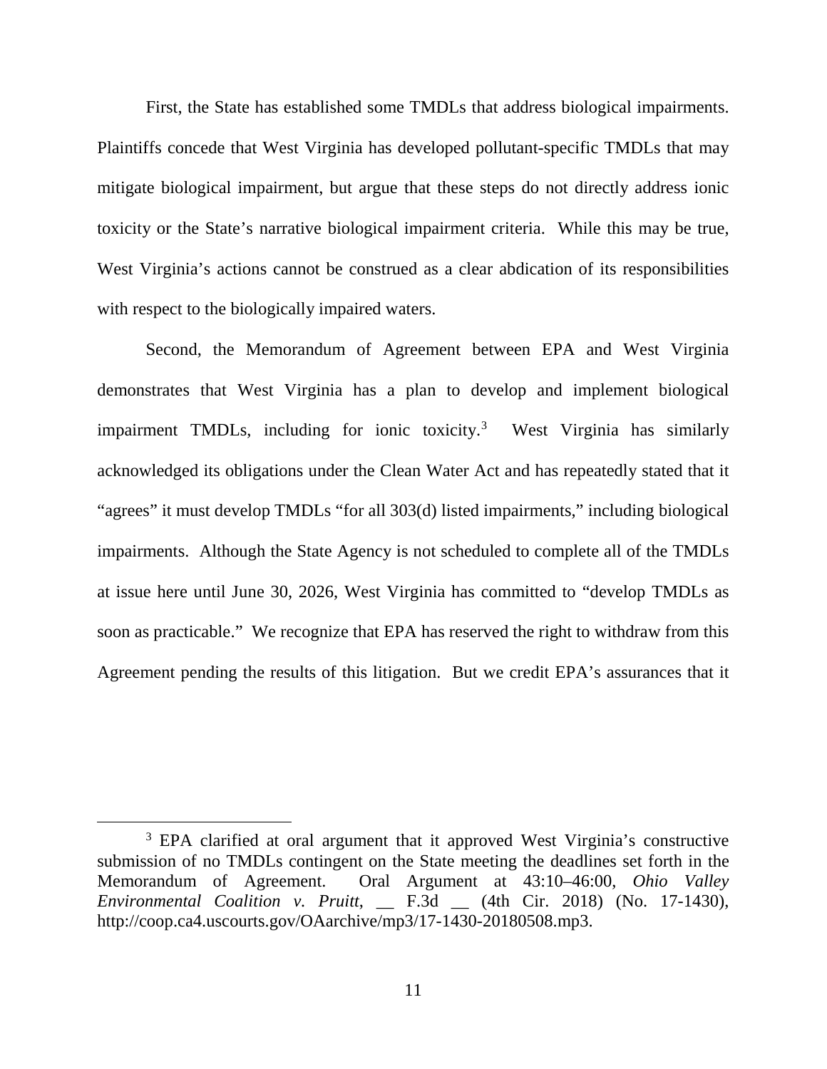First, the State has established some TMDLs that address biological impairments. Plaintiffs concede that West Virginia has developed pollutant-specific TMDLs that may mitigate biological impairment, but argue that these steps do not directly address ionic toxicity or the State's narrative biological impairment criteria. While this may be true, West Virginia's actions cannot be construed as a clear abdication of its responsibilities with respect to the biologically impaired waters.

Second, the Memorandum of Agreement between EPA and West Virginia demonstrates that West Virginia has a plan to develop and implement biological impairment TMDLs, including for ionic toxicity.[3] West Virginia has similarly acknowledged its obligations under the Clean Water Act and has repeatedly stated that it "agrees" it must develop TMDLs "for all 303(d) listed impairments," including biological impairments. Although the State Agency is not scheduled to complete all of the TMDLs at issue here until June 30, 2026, West Virginia has committed to "develop TMDLs as soon as practicable." We recognize that EPA has reserved the right to withdraw from this Agreement pending the results of this litigation. But we credit EPA's assurances that it

[3] EPA clarified at oral argument that it approved West Virginia's constructive submission of no TMDLs contingent on the State meeting the deadlines set forth in the Memorandum of Agreement. Oral Argument at 43:10–46:00, *Ohio Valley Environmental Coalition v. Pruitt*, __ F.3d __ (4th Cir. 2018) (No. 17-1430), http://coop.ca4.uscourts.gov/OAarchive/mp3/17-1430-20180508.mp3.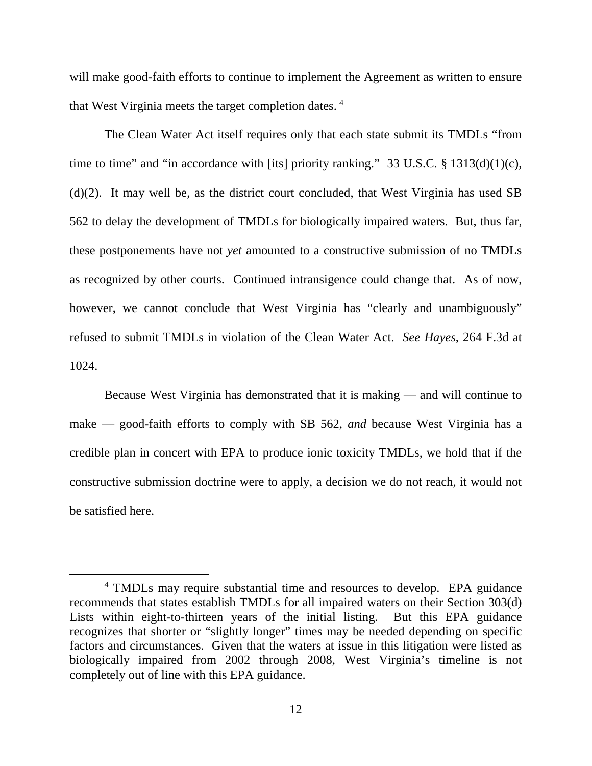will make good-faith efforts to continue to implement the Agreement as written to ensure that West Virginia meets the target completion dates. [4]

The Clean Water Act itself requires only that each state submit its TMDLs "from time to time" and "in accordance with [its] priority ranking." 33 U.S.C. § 1313(d)(1)(c), (d)(2). It may well be, as the district court concluded, that West Virginia has used SB 562 to delay the development of TMDLs for biologically impaired waters. But, thus far, these postponements have not *yet* amounted to a constructive submission of no TMDLs as recognized by other courts. Continued intransigence could change that. As of now, however, we cannot conclude that West Virginia has "clearly and unambiguously" refused to submit TMDLs in violation of the Clean Water Act. *See Hayes*, 264 F.3d at 1024.

Because West Virginia has demonstrated that it is making — and will continue to make — good-faith efforts to comply with SB 562, *and* because West Virginia has a credible plan in concert with EPA to produce ionic toxicity TMDLs, we hold that if the constructive submission doctrine were to apply, a decision we do not reach, it would not be satisfied here.

---

[4] TMDLs may require substantial time and resources to develop. EPA guidance recommends that states establish TMDLs for all impaired waters on their Section 303(d) Lists within eight-to-thirteen years of the initial listing. But this EPA guidance recognizes that shorter or "slightly longer" times may be needed depending on specific factors and circumstances. Given that the waters at issue in this litigation were listed as biologically impaired from 2002 through 2008, West Virginia's timeline is not completely out of line with this EPA guidance.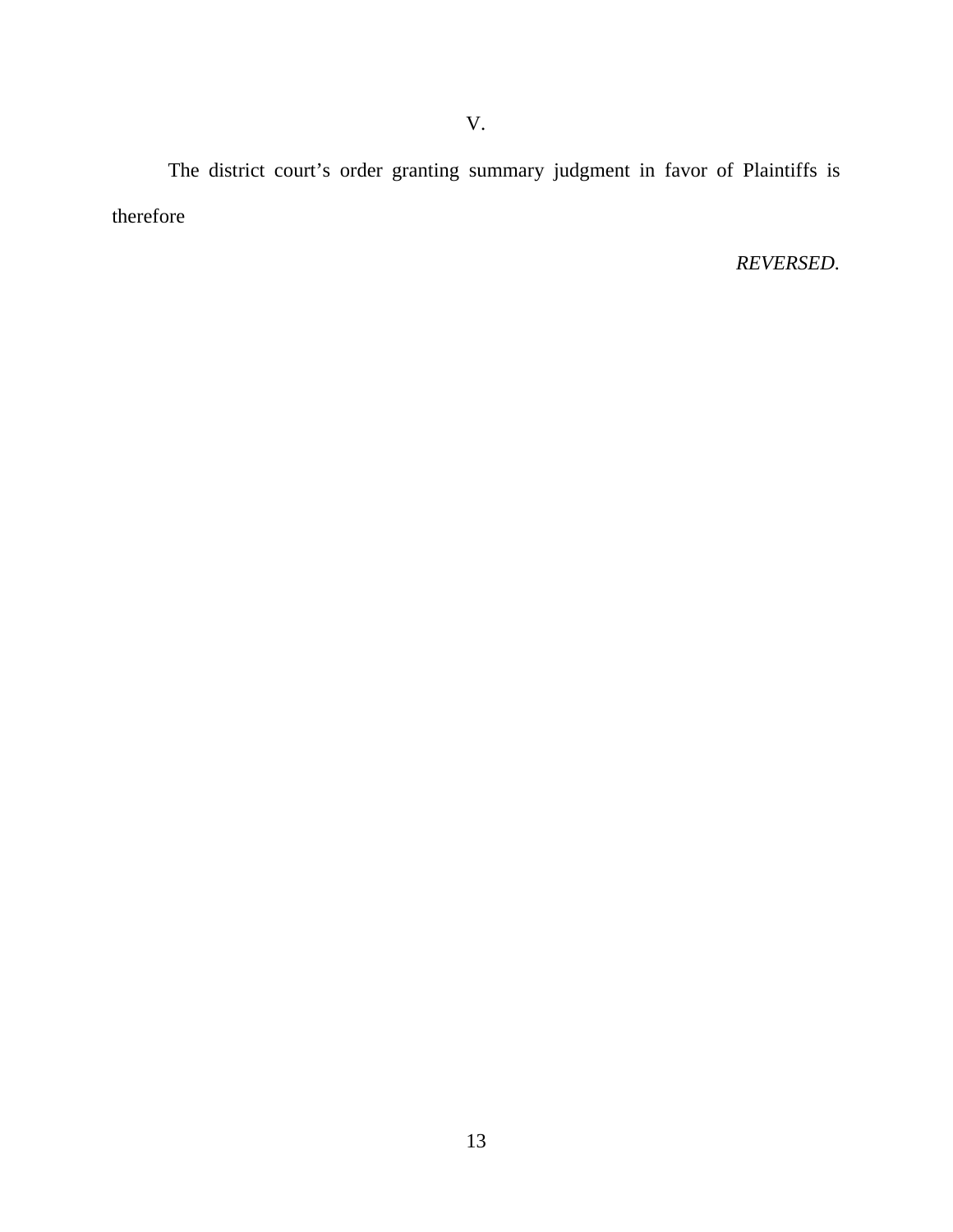## V.

The district court's order granting summary judgment in favor of Plaintiffs is therefore

*REVERSED.*